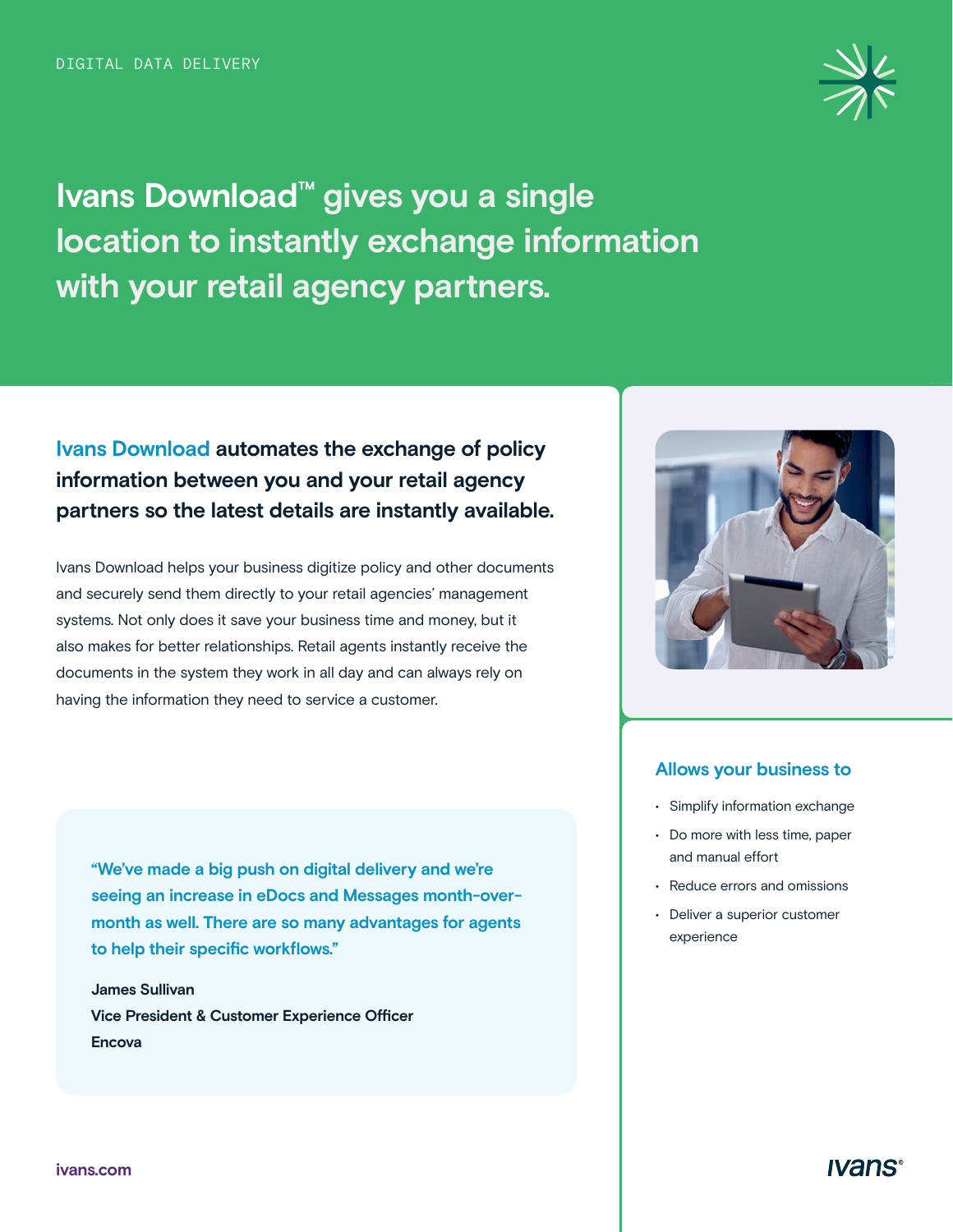DIGITAL DATA DELIVERY

# Ivans Download™ gives you a single location to instantly exchange information with your retail agency partners.

## Ivans Download automates the exchange of policy information between you and your retail agency partners so the latest details are instantly available.

Ivans Download helps your business digitize policy and other documents and securely send them directly to your retail agencies' management systems. Not only does it save your business time and money, but it also makes for better relationships. Retail agents instantly receive the documents in the system they work in all day and can always rely on having the information they need to service a customer.

> "We've made a big push on digital delivery and we're seeing an increase in eDocs and Messages month-over-month as well. There are so many advantages for agents to help their specific workflows."
>
> **James Sullivan**
> **Vice President & Customer Experience Officer**
> **Encova**

### Allows your business to

- Simplify information exchange
- Do more with less time, paper and manual effort
- Reduce errors and omissions
- Deliver a superior customer experience

ivans.com

ivans®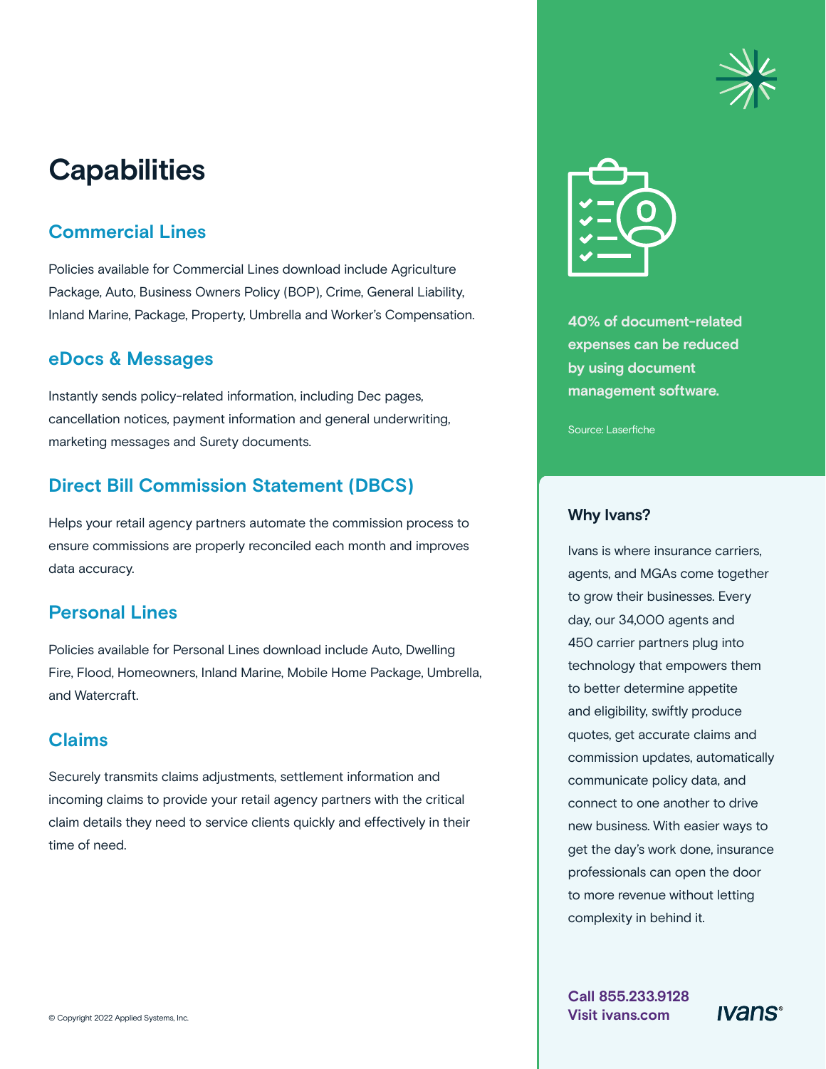# Capabilities

## Commercial Lines

Policies available for Commercial Lines download include Agriculture Package, Auto, Business Owners Policy (BOP), Crime, General Liability, Inland Marine, Package, Property, Umbrella and Worker's Compensation.

## eDocs & Messages

Instantly sends policy-related information, including Dec pages, cancellation notices, payment information and general underwriting, marketing messages and Surety documents.

## Direct Bill Commission Statement (DBCS)

Helps your retail agency partners automate the commission process to ensure commissions are properly reconciled each month and improves data accuracy.

## Personal Lines

Policies available for Personal Lines download include Auto, Dwelling Fire, Flood, Homeowners, Inland Marine, Mobile Home Package, Umbrella, and Watercraft.

## Claims

Securely transmits claims adjustments, settlement information and incoming claims to provide your retail agency partners with the critical claim details they need to service clients quickly and effectively in their time of need.

**40% of document-related expenses can be reduced by using document management software.**

Source: Laserfiche

### Why Ivans?

Ivans is where insurance carriers, agents, and MGAs come together to grow their businesses. Every day, our 34,000 agents and 450 carrier partners plug into technology that empowers them to better determine appetite and eligibility, swiftly produce quotes, get accurate claims and commission updates, automatically communicate policy data, and connect to one another to drive new business. With easier ways to get the day's work done, insurance professionals can open the door to more revenue without letting complexity in behind it.

**Call 855.233.9128**
**Visit ivans.com**

ivans®

© Copyright 2022 Applied Systems, Inc.